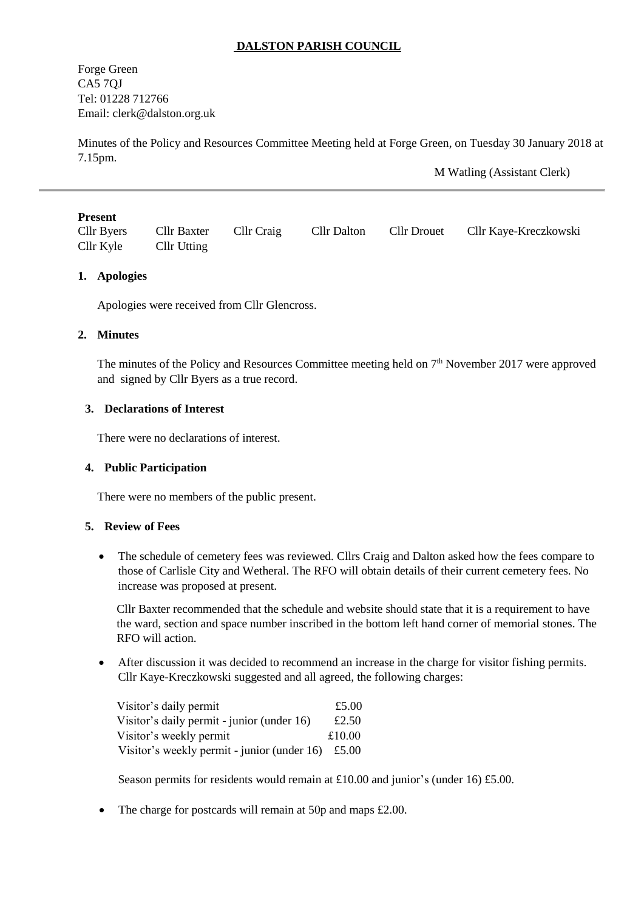# DALSTON PARISH COUNCIL

Forge Green
CA5 7QJ
Tel: 01228 712766
Email: clerk@dalston.org.uk

Minutes of the Policy and Resources Committee Meeting held at Forge Green, on Tuesday 30 January 2018 at 7.15pm.

M Watling (Assistant Clerk)

---

**Present**

| | | | | | |
|---|---|---|---|---|---|
| Cllr Byers | Cllr Baxter | Cllr Craig | Cllr Dalton | Cllr Drouet | Cllr Kaye-Kreczkowski |
| Cllr Kyle | Cllr Utting | | | | |

**1. Apologies**

Apologies were received from Cllr Glencross.

**2. Minutes**

The minutes of the Policy and Resources Committee meeting held on 7th November 2017 were approved and signed by Cllr Byers as a true record.

**3. Declarations of Interest**

There were no declarations of interest.

**4. Public Participation**

There were no members of the public present.

**5. Review of Fees**

- The schedule of cemetery fees was reviewed. Cllrs Craig and Dalton asked how the fees compare to those of Carlisle City and Wetheral. The RFO will obtain details of their current cemetery fees. No increase was proposed at present.

  Cllr Baxter recommended that the schedule and website should state that it is a requirement to have the ward, section and space number inscribed in the bottom left hand corner of memorial stones. The RFO will action.

- After discussion it was decided to recommend an increase in the charge for visitor fishing permits. Cllr Kaye-Kreczkowski suggested and all agreed, the following charges:

  | | |
  |---|---|
  | Visitor's daily permit | £5.00 |
  | Visitor's daily permit - junior (under 16) | £2.50 |
  | Visitor's weekly permit | £10.00 |
  | Visitor's weekly permit - junior (under 16) | £5.00 |

  Season permits for residents would remain at £10.00 and junior's (under 16) £5.00.

- The charge for postcards will remain at 50p and maps £2.00.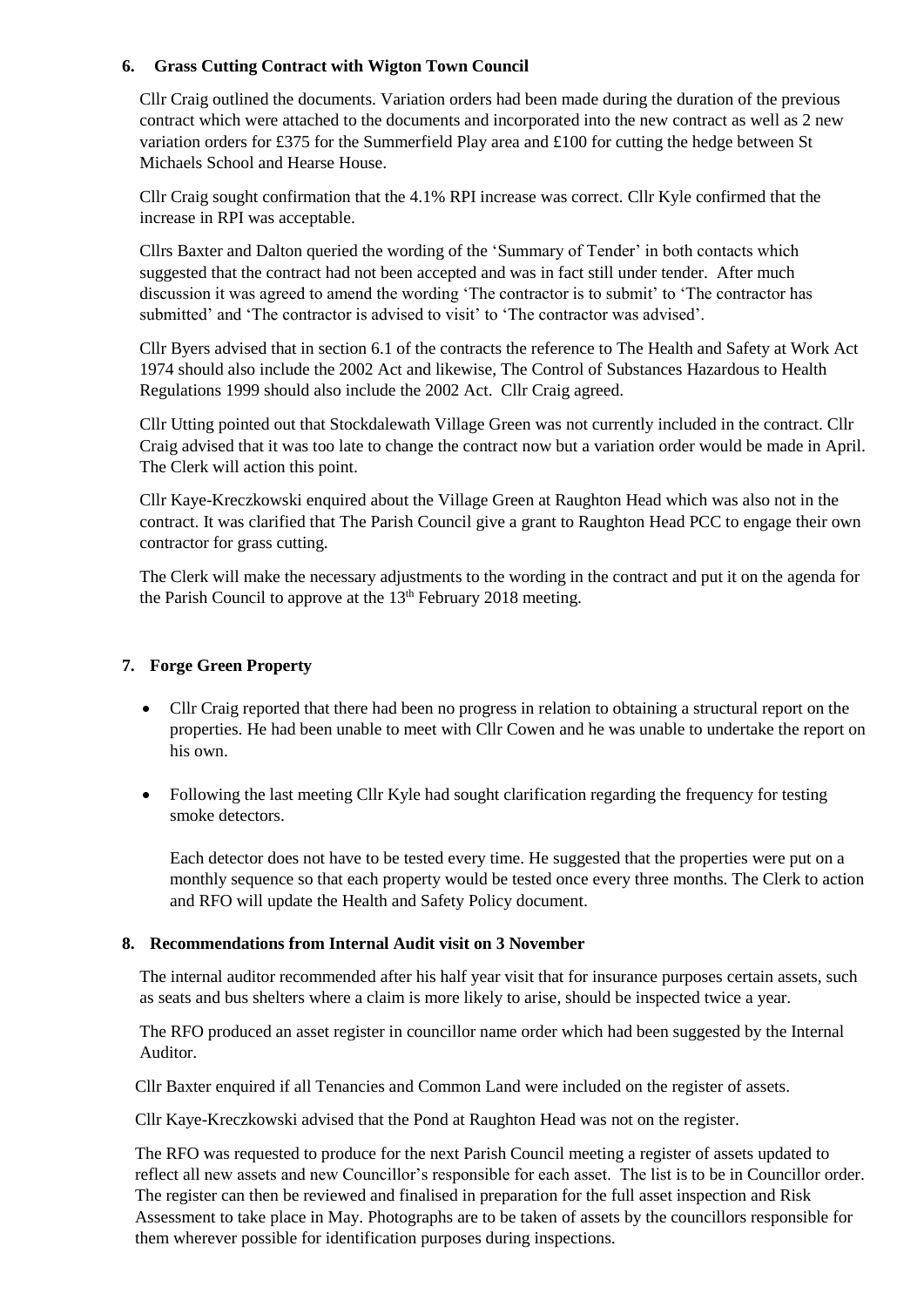### 6. Grass Cutting Contract with Wigton Town Council

Cllr Craig outlined the documents. Variation orders had been made during the duration of the previous contract which were attached to the documents and incorporated into the new contract as well as 2 new variation orders for £375 for the Summerfield Play area and £100 for cutting the hedge between St Michaels School and Hearse House.

Cllr Craig sought confirmation that the 4.1% RPI increase was correct. Cllr Kyle confirmed that the increase in RPI was acceptable.

Cllrs Baxter and Dalton queried the wording of the 'Summary of Tender' in both contacts which suggested that the contract had not been accepted and was in fact still under tender. After much discussion it was agreed to amend the wording 'The contractor is to submit' to 'The contractor has submitted' and 'The contractor is advised to visit' to 'The contractor was advised'.

Cllr Byers advised that in section 6.1 of the contracts the reference to The Health and Safety at Work Act 1974 should also include the 2002 Act and likewise, The Control of Substances Hazardous to Health Regulations 1999 should also include the 2002 Act. Cllr Craig agreed.

Cllr Utting pointed out that Stockdalewath Village Green was not currently included in the contract. Cllr Craig advised that it was too late to change the contract now but a variation order would be made in April. The Clerk will action this point.

Cllr Kaye-Kreczkowski enquired about the Village Green at Raughton Head which was also not in the contract. It was clarified that The Parish Council give a grant to Raughton Head PCC to engage their own contractor for grass cutting.

The Clerk will make the necessary adjustments to the wording in the contract and put it on the agenda for the Parish Council to approve at the 13th February 2018 meeting.

### 7. Forge Green Property

- Cllr Craig reported that there had been no progress in relation to obtaining a structural report on the properties. He had been unable to meet with Cllr Cowen and he was unable to undertake the report on his own.
- Following the last meeting Cllr Kyle had sought clarification regarding the frequency for testing smoke detectors.

  Each detector does not have to be tested every time. He suggested that the properties were put on a monthly sequence so that each property would be tested once every three months. The Clerk to action and RFO will update the Health and Safety Policy document.

### 8. Recommendations from Internal Audit visit on 3 November

The internal auditor recommended after his half year visit that for insurance purposes certain assets, such as seats and bus shelters where a claim is more likely to arise, should be inspected twice a year.

The RFO produced an asset register in councillor name order which had been suggested by the Internal Auditor.

Cllr Baxter enquired if all Tenancies and Common Land were included on the register of assets.

Cllr Kaye-Kreczkowski advised that the Pond at Raughton Head was not on the register.

The RFO was requested to produce for the next Parish Council meeting a register of assets updated to reflect all new assets and new Councillor's responsible for each asset. The list is to be in Councillor order. The register can then be reviewed and finalised in preparation for the full asset inspection and Risk Assessment to take place in May. Photographs are to be taken of assets by the councillors responsible for them wherever possible for identification purposes during inspections.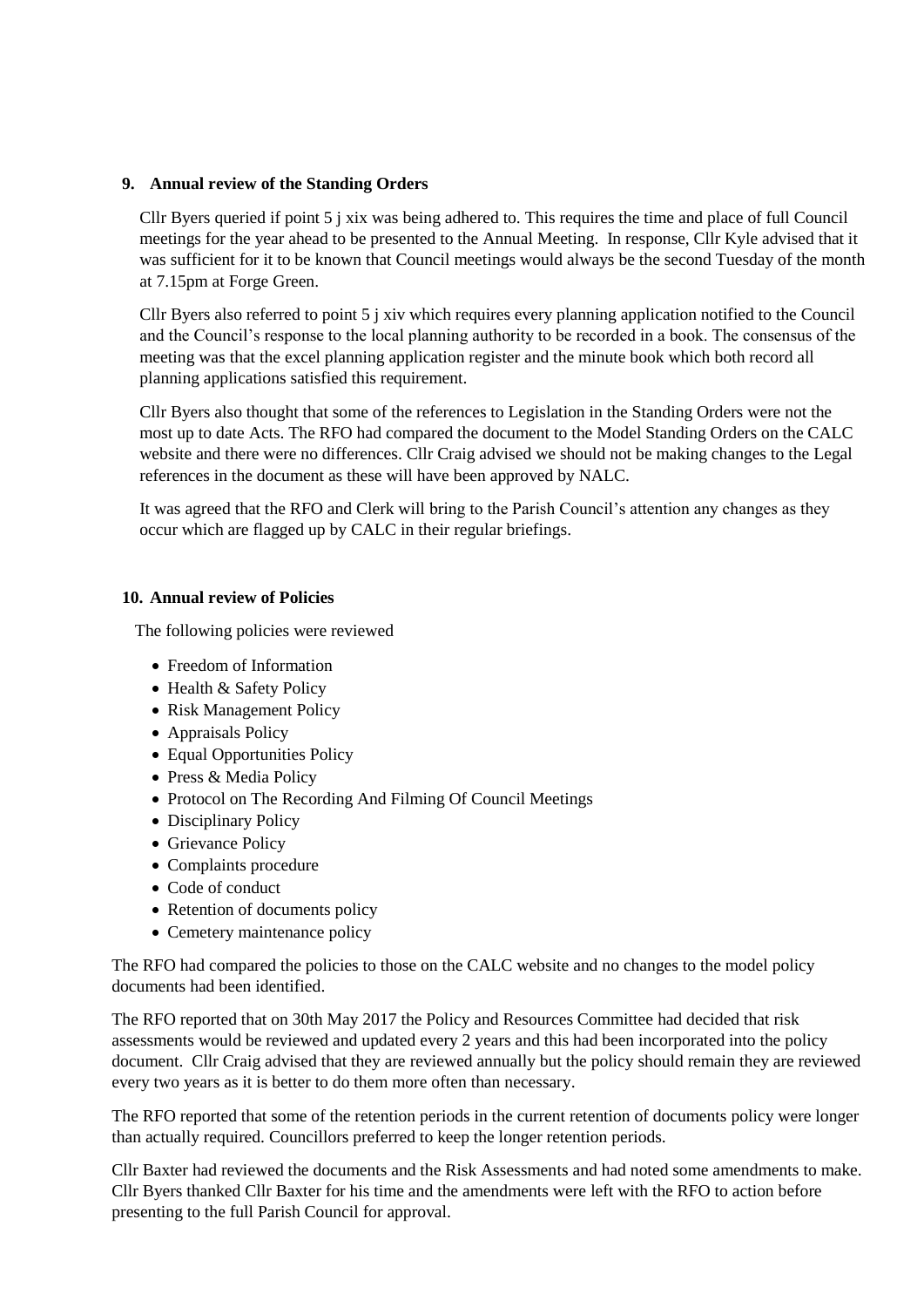**9. Annual review of the Standing Orders**

Cllr Byers queried if point 5 j xix was being adhered to. This requires the time and place of full Council meetings for the year ahead to be presented to the Annual Meeting. In response, Cllr Kyle advised that it was sufficient for it to be known that Council meetings would always be the second Tuesday of the month at 7.15pm at Forge Green.

Cllr Byers also referred to point 5 j xiv which requires every planning application notified to the Council and the Council's response to the local planning authority to be recorded in a book. The consensus of the meeting was that the excel planning application register and the minute book which both record all planning applications satisfied this requirement.

Cllr Byers also thought that some of the references to Legislation in the Standing Orders were not the most up to date Acts. The RFO had compared the document to the Model Standing Orders on the CALC website and there were no differences. Cllr Craig advised we should not be making changes to the Legal references in the document as these will have been approved by NALC.

It was agreed that the RFO and Clerk will bring to the Parish Council's attention any changes as they occur which are flagged up by CALC in their regular briefings.

**10. Annual review of Policies**

The following policies were reviewed

- Freedom of Information
- Health & Safety Policy
- Risk Management Policy
- Appraisals Policy
- Equal Opportunities Policy
- Press & Media Policy
- Protocol on The Recording And Filming Of Council Meetings
- Disciplinary Policy
- Grievance Policy
- Complaints procedure
- Code of conduct
- Retention of documents policy
- Cemetery maintenance policy

The RFO had compared the policies to those on the CALC website and no changes to the model policy documents had been identified.

The RFO reported that on 30th May 2017 the Policy and Resources Committee had decided that risk assessments would be reviewed and updated every 2 years and this had been incorporated into the policy document. Cllr Craig advised that they are reviewed annually but the policy should remain they are reviewed every two years as it is better to do them more often than necessary.

The RFO reported that some of the retention periods in the current retention of documents policy were longer than actually required. Councillors preferred to keep the longer retention periods.

Cllr Baxter had reviewed the documents and the Risk Assessments and had noted some amendments to make. Cllr Byers thanked Cllr Baxter for his time and the amendments were left with the RFO to action before presenting to the full Parish Council for approval.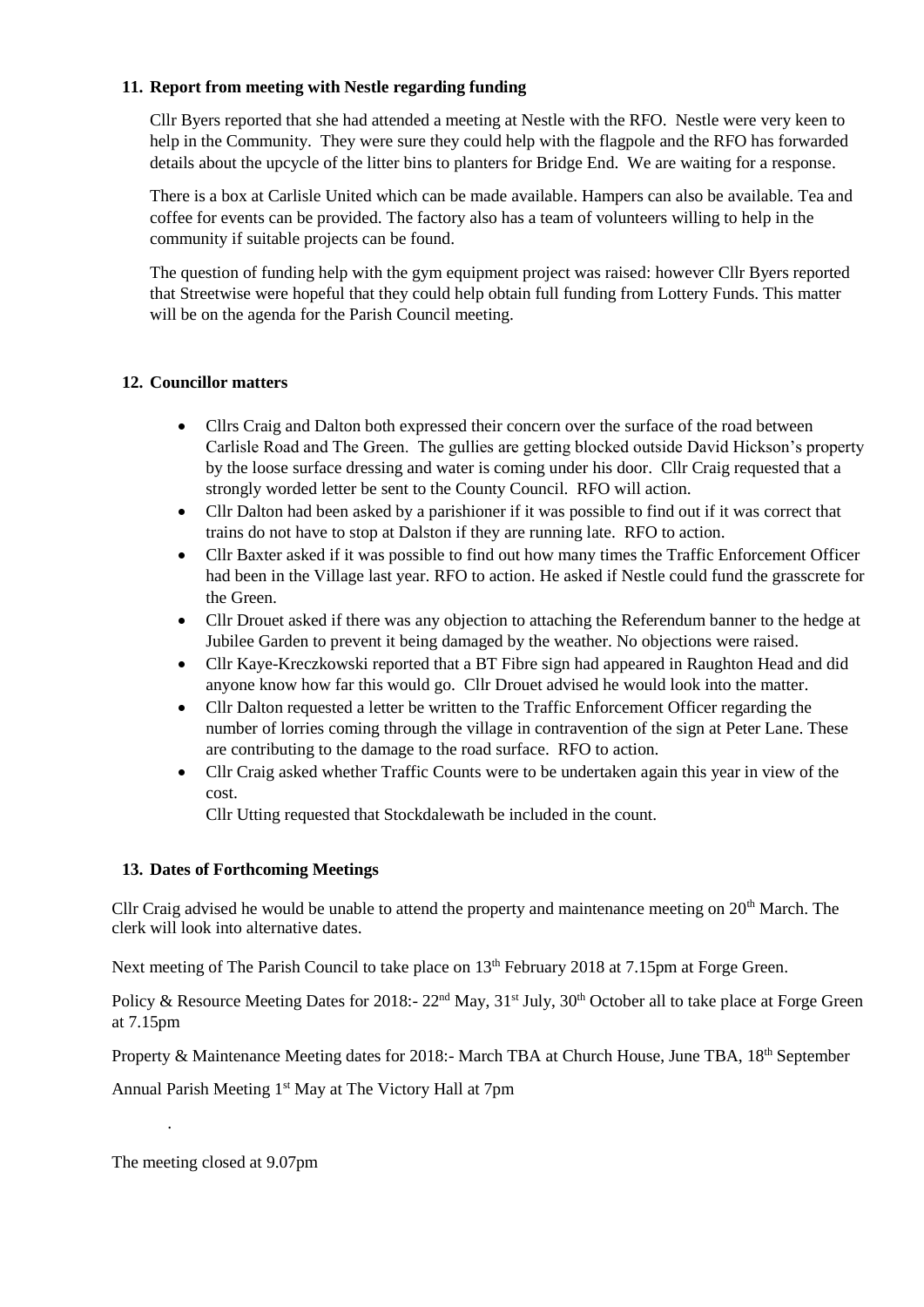## 11. Report from meeting with Nestle regarding funding

Cllr Byers reported that she had attended a meeting at Nestle with the RFO. Nestle were very keen to help in the Community. They were sure they could help with the flagpole and the RFO has forwarded details about the upcycle of the litter bins to planters for Bridge End. We are waiting for a response.

There is a box at Carlisle United which can be made available. Hampers can also be available. Tea and coffee for events can be provided. The factory also has a team of volunteers willing to help in the community if suitable projects can be found.

The question of funding help with the gym equipment project was raised: however Cllr Byers reported that Streetwise were hopeful that they could help obtain full funding from Lottery Funds. This matter will be on the agenda for the Parish Council meeting.

## 12. Councillor matters

- Cllrs Craig and Dalton both expressed their concern over the surface of the road between Carlisle Road and The Green. The gullies are getting blocked outside David Hickson's property by the loose surface dressing and water is coming under his door. Cllr Craig requested that a strongly worded letter be sent to the County Council. RFO will action.
- Cllr Dalton had been asked by a parishioner if it was possible to find out if it was correct that trains do not have to stop at Dalston if they are running late. RFO to action.
- Cllr Baxter asked if it was possible to find out how many times the Traffic Enforcement Officer had been in the Village last year. RFO to action. He asked if Nestle could fund the grasscrete for the Green.
- Cllr Drouet asked if there was any objection to attaching the Referendum banner to the hedge at Jubilee Garden to prevent it being damaged by the weather. No objections were raised.
- Cllr Kaye-Kreczkowski reported that a BT Fibre sign had appeared in Raughton Head and did anyone know how far this would go. Cllr Drouet advised he would look into the matter.
- Cllr Dalton requested a letter be written to the Traffic Enforcement Officer regarding the number of lorries coming through the village in contravention of the sign at Peter Lane. These are contributing to the damage to the road surface. RFO to action.
- Cllr Craig asked whether Traffic Counts were to be undertaken again this year in view of the cost.
  Cllr Utting requested that Stockdalewath be included in the count.

## 13. Dates of Forthcoming Meetings

Cllr Craig advised he would be unable to attend the property and maintenance meeting on 20th March. The clerk will look into alternative dates.

Next meeting of The Parish Council to take place on 13th February 2018 at 7.15pm at Forge Green.

Policy & Resource Meeting Dates for 2018:- 22nd May, 31st July, 30th October all to take place at Forge Green at 7.15pm

Property & Maintenance Meeting dates for 2018:- March TBA at Church House, June TBA, 18th September

Annual Parish Meeting 1st May at The Victory Hall at 7pm

.

The meeting closed at 9.07pm